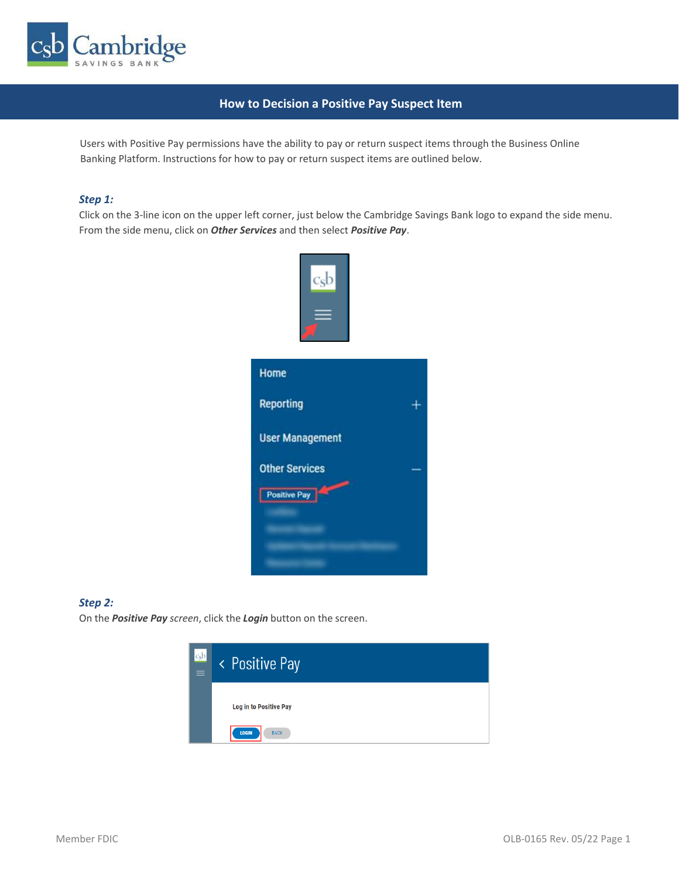# How to Decision a Positive Pay Suspect Item

Users with Positive Pay permissions have the ability to pay or return suspect items through the Business Online Banking Platform. Instructions for how to pay or return suspect items are outlined below.

***Step 1:***

Click on the 3-line icon on the upper left corner, just below the Cambridge Savings Bank logo to expand the side menu. From the side menu, click on ***Other Services*** and then select ***Positive Pay***.

***Step 2:***

On the ***Positive Pay*** *screen*, click the ***Login*** button on the screen.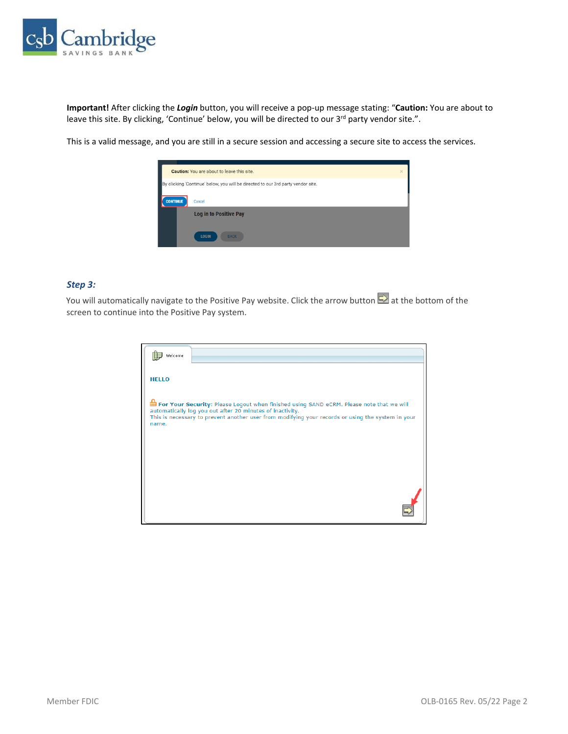**Important!** After clicking the ***Login*** button, you will receive a pop-up message stating: "**Caution:** You are about to leave this site. By clicking, 'Continue' below, you will be directed to our 3rd party vendor site.".

This is a valid message, and you are still in a secure session and accessing a secure site to access the services.

### *Step 3:*

You will automatically navigate to the Positive Pay website. Click the arrow button at the bottom of the screen to continue into the Positive Pay system.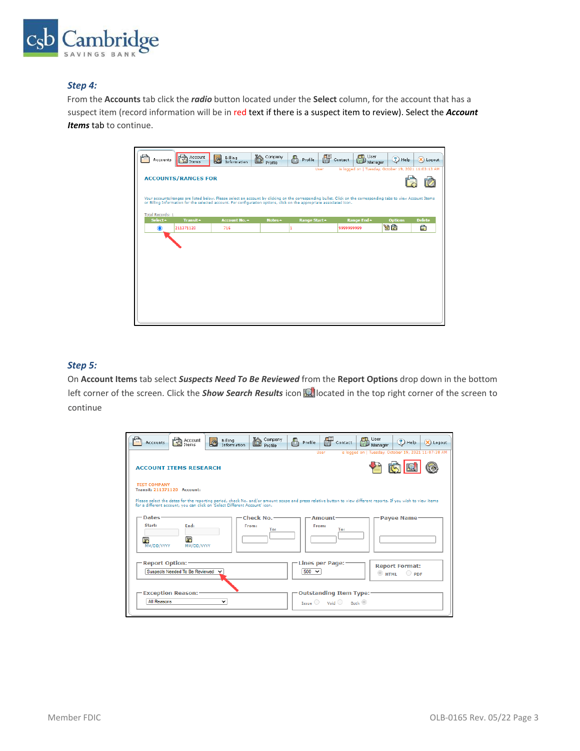***Step 4:***

From the **Accounts** tab click the ***radio*** button located under the **Select** column, for the account that has a suspect item (record information will be in red text if there is a suspect item to review). Select the ***Account Items*** tab to continue.

***Step 5:***

On **Account Items** tab select ***Suspects Need To Be Reviewed*** from the **Report Options** drop down in the bottom left corner of the screen. Click the ***Show Search Results*** icon located in the top right corner of the screen to continue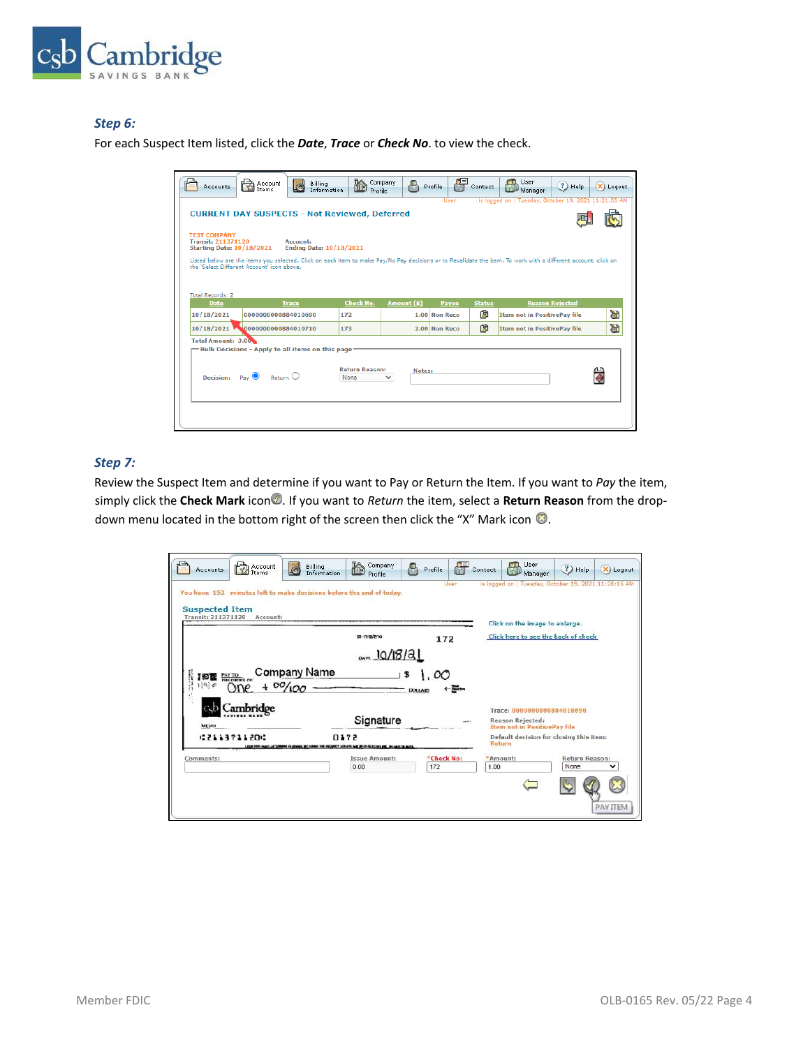### *Step 6:*

For each Suspect Item listed, click the ***Date***, ***Trace*** or ***Check No***. to view the check.

### *Step 7:*

Review the Suspect Item and determine if you want to Pay or Return the Item. If you want to *Pay* the item, simply click the **Check Mark** icon. If you want to *Return* the item, select a **Return Reason** from the drop-down menu located in the bottom right of the screen then click the "X" Mark icon.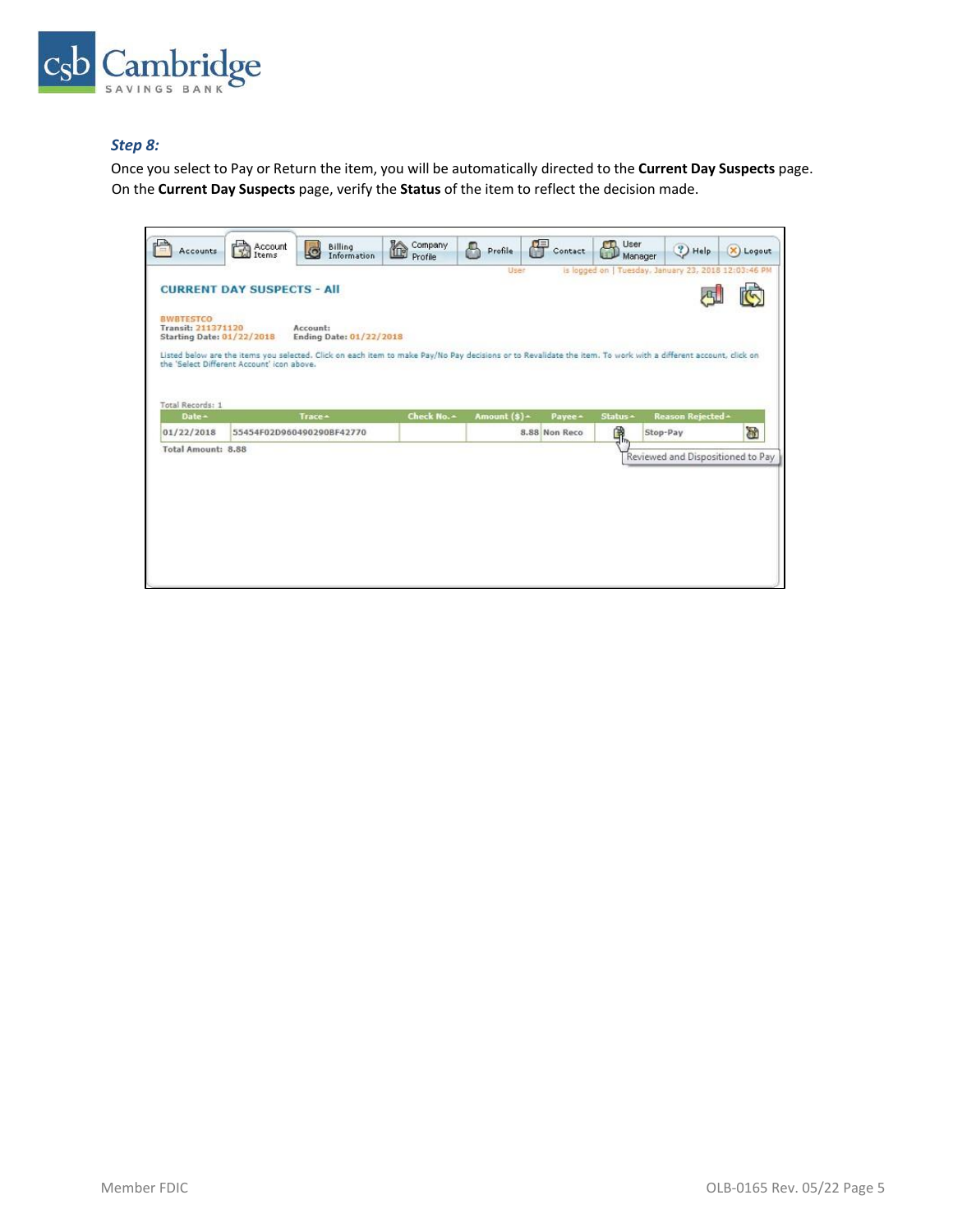### *Step 8:*

Once you select to Pay or Return the item, you will be automatically directed to the **Current Day Suspects** page. On the **Current Day Suspects** page, verify the **Status** of the item to reflect the decision made.

Accounts | Account Items | Billing Information | Company Profile | Profile | Contact | User Manager | Help | Logout

User is logged on | Tuesday, January 23, 2018 12:03:46 PM

**CURRENT DAY SUSPECTS - All**

BWBTESTCO
Transit: 211371120 Account:
Starting Date: 01/22/2018 Ending Date: 01/22/2018

Listed below are the items you selected. Click on each item to make Pay/No Pay decisions or to Revalidate the item. To work with a different account, click on the 'Select Different Account' icon above.

Total Records: 1

| Date | Trace | Check No. | Amount ($) | Payee | Status | Reason Rejected | |
|---|---|---|---|---|---|---|---|
| 01/22/2018 | 55454F02D960490290BF42770 | | 8.88 | Non Reco | | Stop-Pay | |

Total Amount: 8.88

Reviewed and Dispositioned to Pay